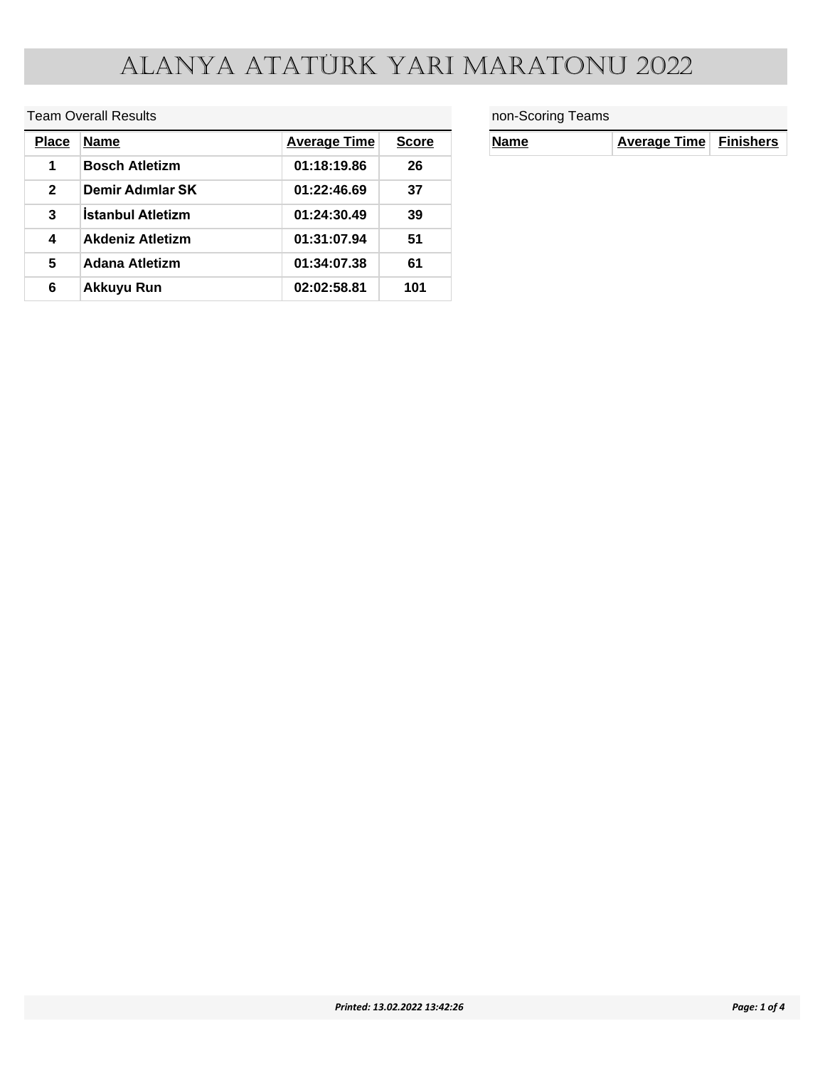# ALANYA ATATÜRK YARI MARATONU 2022

Team Overall Results

| Place | Name | Average Time | Score |
|---|---|---|---|
| 1 | Bosch Atletizm | 01:18:19.86 | 26 |
| 2 | Demir Adımlar SK | 01:22:46.69 | 37 |
| 3 | İstanbul Atletizm | 01:24:30.49 | 39 |
| 4 | Akdeniz Atletizm | 01:31:07.94 | 51 |
| 5 | Adana Atletizm | 01:34:07.38 | 61 |
| 6 | Akkuyu Run | 02:02:58.81 | 101 |

non-Scoring Teams

| Name | Average Time | Finishers |
|---|---|---|

*Printed: 13.02.2022 13:42:26*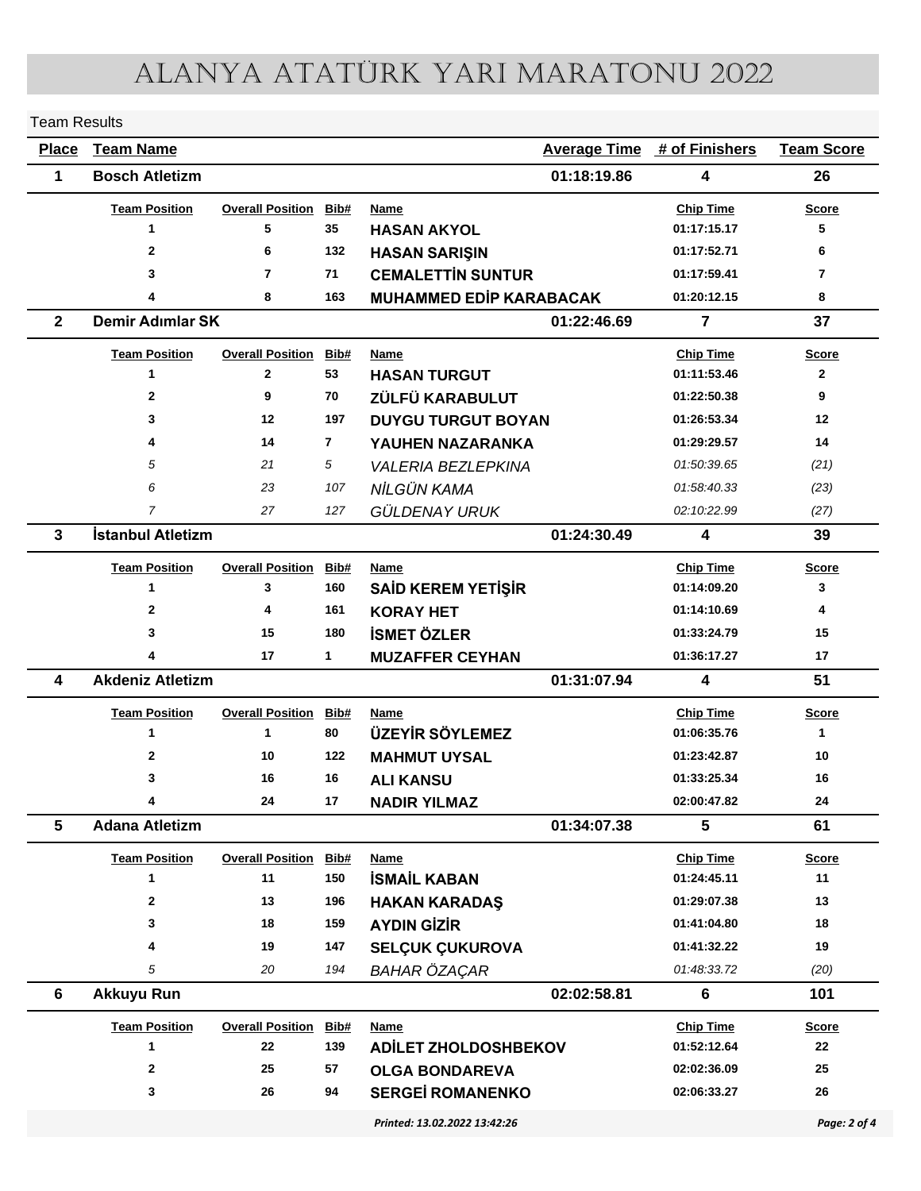# ALANYA ATATÜRK YARI MARATONU 2022

Team Results

| Place | Team Name | Average Time | # of Finishers | Team Score |
|---|---|---|---|---|
| 1 | Bosch Atletizm | 01:18:19.86 | 4 | 26 |

| Team Position | Overall Position | Bib# | Name | Chip Time | Score |
|---|---|---|---|---|---|
| 1 | 5 | 35 | HASAN AKYOL | 01:17:15.17 | 5 |
| 2 | 6 | 132 | HASAN SARIŞIN | 01:17:52.71 | 6 |
| 3 | 7 | 71 | CEMALETTİN SUNTUR | 01:17:59.41 | 7 |
| 4 | 8 | 163 | MUHAMMED EDİP KARABACAK | 01:20:12.15 | 8 |

| Place | Team Name | Average Time | # of Finishers | Team Score |
|---|---|---|---|---|
| 2 | Demir Adımlar SK | 01:22:46.69 | 7 | 37 |

| Team Position | Overall Position | Bib# | Name | Chip Time | Score |
|---|---|---|---|---|---|
| 1 | 2 | 53 | HASAN TURGUT | 01:11:53.46 | 2 |
| 2 | 9 | 70 | ZÜLFÜ KARABULUT | 01:22:50.38 | 9 |
| 3 | 12 | 197 | DUYGU TURGUT BOYAN | 01:26:53.34 | 12 |
| 4 | 14 | 7 | YAUHEN NAZARANKA | 01:29:29.57 | 14 |
| *5* | *21* | *5* | *VALERIA BEZLEPKINA* | *01:50:39.65* | *(21)* |
| *6* | *23* | *107* | *NİLGÜN KAMA* | *01:58:40.33* | *(23)* |
| *7* | *27* | *127* | *GÜLDENAY URUK* | *02:10:22.99* | *(27)* |

| Place | Team Name | Average Time | # of Finishers | Team Score |
|---|---|---|---|---|
| 3 | İstanbul Atletizm | 01:24:30.49 | 4 | 39 |

| Team Position | Overall Position | Bib# | Name | Chip Time | Score |
|---|---|---|---|---|---|
| 1 | 3 | 160 | SAİD KEREM YETİŞİR | 01:14:09.20 | 3 |
| 2 | 4 | 161 | KORAY HET | 01:14:10.69 | 4 |
| 3 | 15 | 180 | İSMET ÖZLER | 01:33:24.79 | 15 |
| 4 | 17 | 1 | MUZAFFER CEYHAN | 01:36:17.27 | 17 |

| Place | Team Name | Average Time | # of Finishers | Team Score |
|---|---|---|---|---|
| 4 | Akdeniz Atletizm | 01:31:07.94 | 4 | 51 |

| Team Position | Overall Position | Bib# | Name | Chip Time | Score |
|---|---|---|---|---|---|
| 1 | 1 | 80 | ÜZEYİR SÖYLEMEZ | 01:06:35.76 | 1 |
| 2 | 10 | 122 | MAHMUT UYSAL | 01:23:42.87 | 10 |
| 3 | 16 | 16 | ALI KANSU | 01:33:25.34 | 16 |
| 4 | 24 | 17 | NADIR YILMAZ | 02:00:47.82 | 24 |

| Place | Team Name | Average Time | # of Finishers | Team Score |
|---|---|---|---|---|
| 5 | Adana Atletizm | 01:34:07.38 | 5 | 61 |

| Team Position | Overall Position | Bib# | Name | Chip Time | Score |
|---|---|---|---|---|---|
| 1 | 11 | 150 | İSMAİL KABAN | 01:24:45.11 | 11 |
| 2 | 13 | 196 | HAKAN KARADAŞ | 01:29:07.38 | 13 |
| 3 | 18 | 159 | AYDIN GİZİR | 01:41:04.80 | 18 |
| 4 | 19 | 147 | SELÇUK ÇUKUROVA | 01:41:32.22 | 19 |
| *5* | *20* | *194* | *BAHAR ÖZAÇAR* | *01:48:33.72* | *(20)* |

| Place | Team Name | Average Time | # of Finishers | Team Score |
|---|---|---|---|---|
| 6 | Akkuyu Run | 02:02:58.81 | 6 | 101 |

| Team Position | Overall Position | Bib# | Name | Chip Time | Score |
|---|---|---|---|---|---|
| 1 | 22 | 139 | ADİLET ZHOLDOSHBEKOV | 01:52:12.64 | 22 |
| 2 | 25 | 57 | OLGA BONDAREVA | 02:02:36.09 | 25 |
| 3 | 26 | 94 | SERGEİ ROMANENKO | 02:06:33.27 | 26 |

*Printed: 13.02.2022 13:42:26*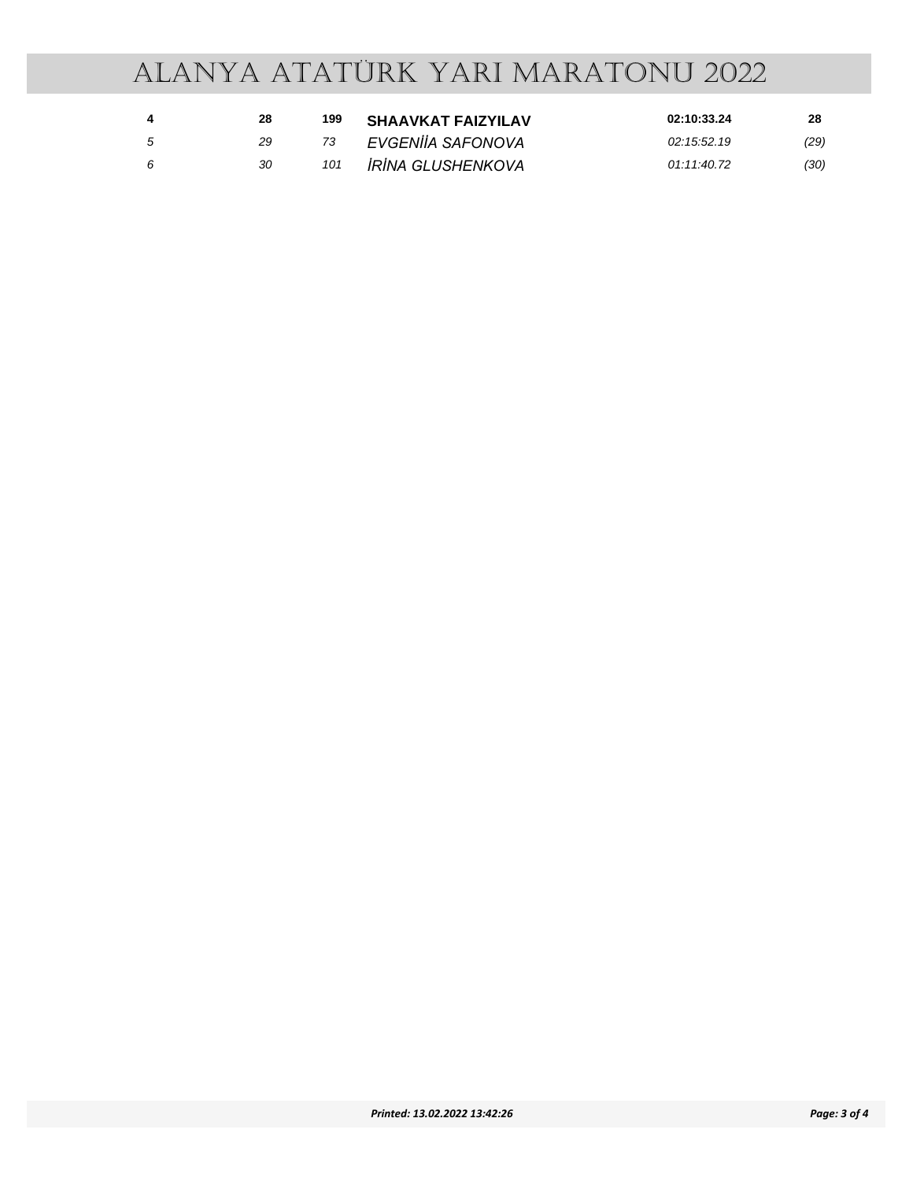# ALANYA ATATÜRK YARI MARATONU 2022

| | | | | | |
|---|---|---|---|---|---|
| **4** | **28** | **199** | **SHAAVKAT FAIZYILAV** | **02:10:33.24** | **28** |
| *5* | *29* | *73* | *EVGENİİA SAFONOVA* | *02:15:52.19* | *(29)* |
| *6* | *30* | *101* | *İRİNA GLUSHENKOVA* | *01:11:40.72* | *(30)* |

***Printed: 13.02.2022 13:42:26***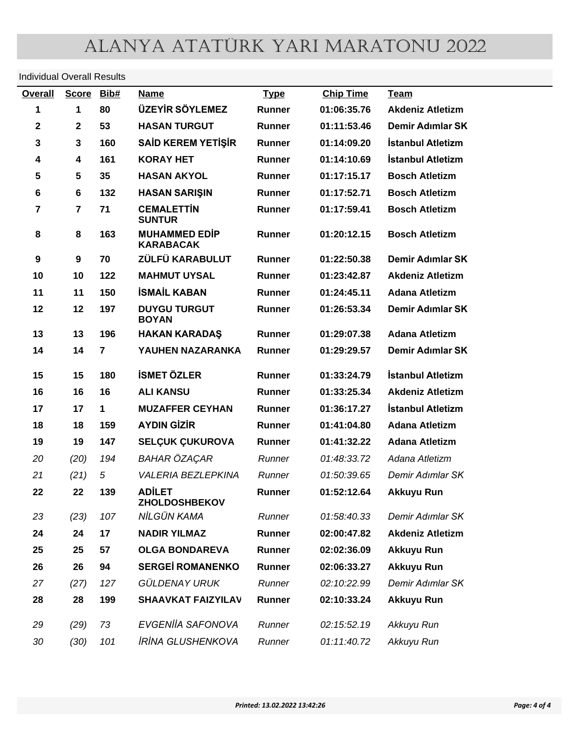# ALANYA ATATÜRK YARI MARATONU 2022

Individual Overall Results

| Overall | Score | Bib# | Name | Type | Chip Time | Team |
|---|---|---|---|---|---|---|
| **1** | **1** | **80** | **ÜZEYİR SÖYLEMEZ** | **Runner** | **01:06:35.76** | **Akdeniz Atletizm** |
| **2** | **2** | **53** | **HASAN TURGUT** | **Runner** | **01:11:53.46** | **Demir Adımlar SK** |
| **3** | **3** | **160** | **SAİD KEREM YETİŞİR** | **Runner** | **01:14:09.20** | **İstanbul Atletizm** |
| **4** | **4** | **161** | **KORAY HET** | **Runner** | **01:14:10.69** | **İstanbul Atletizm** |
| **5** | **5** | **35** | **HASAN AKYOL** | **Runner** | **01:17:15.17** | **Bosch Atletizm** |
| **6** | **6** | **132** | **HASAN SARIŞIN** | **Runner** | **01:17:52.71** | **Bosch Atletizm** |
| **7** | **7** | **71** | **CEMALETTİN SUNTUR** | **Runner** | **01:17:59.41** | **Bosch Atletizm** |
| **8** | **8** | **163** | **MUHAMMED EDİP KARABACAK** | **Runner** | **01:20:12.15** | **Bosch Atletizm** |
| **9** | **9** | **70** | **ZÜLFÜ KARABULUT** | **Runner** | **01:22:50.38** | **Demir Adımlar SK** |
| **10** | **10** | **122** | **MAHMUT UYSAL** | **Runner** | **01:23:42.87** | **Akdeniz Atletizm** |
| **11** | **11** | **150** | **İSMAİL KABAN** | **Runner** | **01:24:45.11** | **Adana Atletizm** |
| **12** | **12** | **197** | **DUYGU TURGUT BOYAN** | **Runner** | **01:26:53.34** | **Demir Adımlar SK** |
| **13** | **13** | **196** | **HAKAN KARADAŞ** | **Runner** | **01:29:07.38** | **Adana Atletizm** |
| **14** | **14** | **7** | **YAUHEN NAZARANKA** | **Runner** | **01:29:29.57** | **Demir Adımlar SK** |
| **15** | **15** | **180** | **İSMET ÖZLER** | **Runner** | **01:33:24.79** | **İstanbul Atletizm** |
| **16** | **16** | **16** | **ALI KANSU** | **Runner** | **01:33:25.34** | **Akdeniz Atletizm** |
| **17** | **17** | **1** | **MUZAFFER CEYHAN** | **Runner** | **01:36:17.27** | **İstanbul Atletizm** |
| **18** | **18** | **159** | **AYDIN GİZİR** | **Runner** | **01:41:04.80** | **Adana Atletizm** |
| **19** | **19** | **147** | **SELÇUK ÇUKUROVA** | **Runner** | **01:41:32.22** | **Adana Atletizm** |
| *20* | *(20)* | *194* | *BAHAR ÖZAÇAR* | *Runner* | *01:48:33.72* | *Adana Atletizm* |
| *21* | *(21)* | *5* | *VALERIA BEZLEPKINA* | *Runner* | *01:50:39.65* | *Demir Adımlar SK* |
| **22** | **22** | **139** | **ADİLET ZHOLDOSHBEKOV** | **Runner** | **01:52:12.64** | **Akkuyu Run** |
| *23* | *(23)* | *107* | *NİLGÜN KAMA* | *Runner* | *01:58:40.33* | *Demir Adımlar SK* |
| **24** | **24** | **17** | **NADIR YILMAZ** | **Runner** | **02:00:47.82** | **Akdeniz Atletizm** |
| **25** | **25** | **57** | **OLGA BONDAREVA** | **Runner** | **02:02:36.09** | **Akkuyu Run** |
| **26** | **26** | **94** | **SERGEİ ROMANENKO** | **Runner** | **02:06:33.27** | **Akkuyu Run** |
| *27* | *(27)* | *127* | *GÜLDENAY URUK* | *Runner* | *02:10:22.99* | *Demir Adımlar SK* |
| **28** | **28** | **199** | **SHAAVKAT FAIZYILAV** | **Runner** | **02:10:33.24** | **Akkuyu Run** |
| *29* | *(29)* | *73* | *EVGENİİA SAFONOVA* | *Runner* | *02:15:52.19* | *Akkuyu Run* |
| *30* | *(30)* | *101* | *İRİNA GLUSHENKOVA* | *Runner* | *01:11:40.72* | *Akkuyu Run* |

*Printed: 13.02.2022 13:42:26*